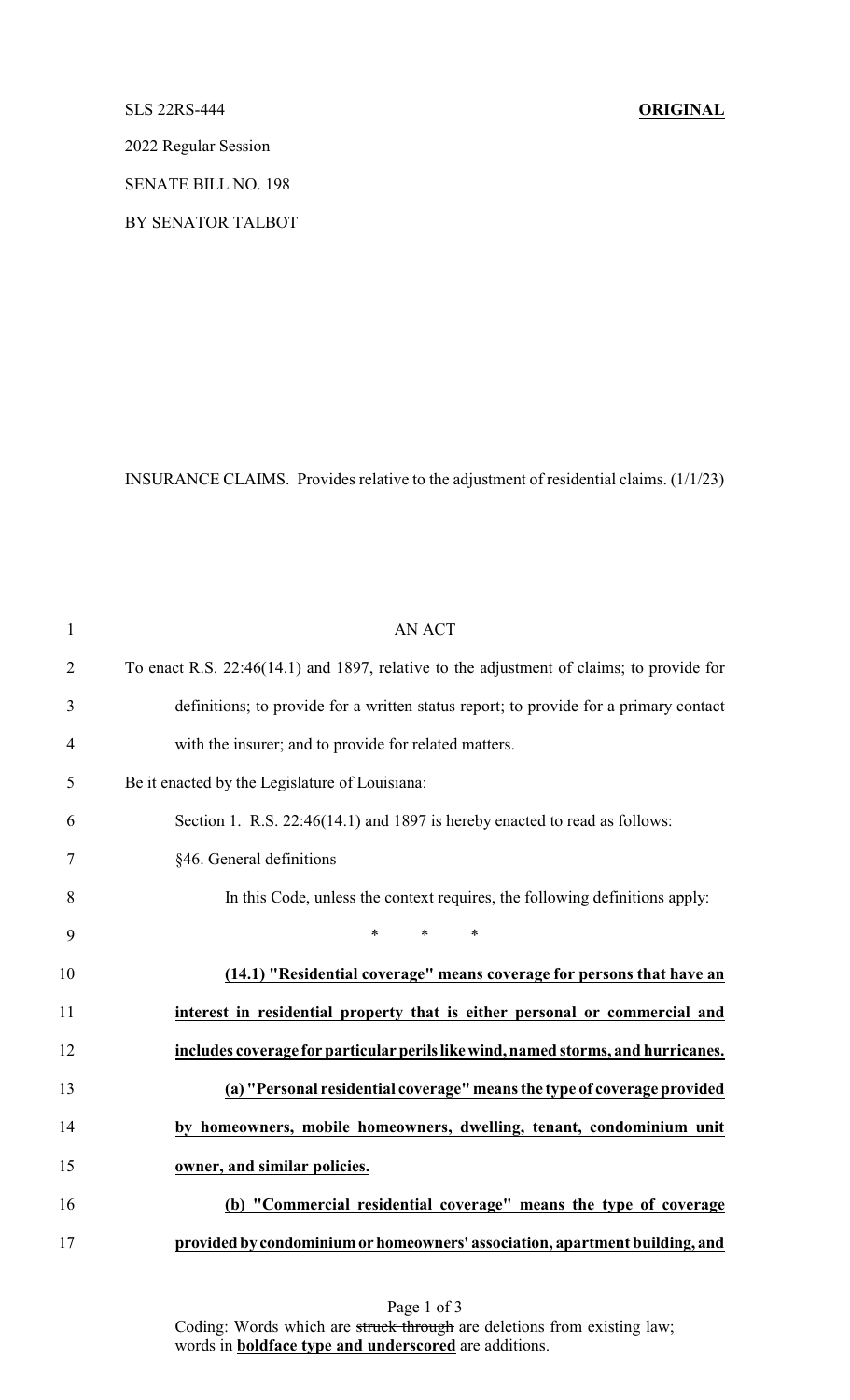SLS 22RS-444 **ORIGINAL**

2022 Regular Session

SENATE BILL NO. 198

BY SENATOR TALBOT

INSURANCE CLAIMS. Provides relative to the adjustment of residential claims. (1/1/23)

AN ACT

To enact R.S. 22:46(14.1) and 1897, relative to the adjustment of claims; to provide for definitions; to provide for a written status report; to provide for a primary contact with the insurer; and to provide for related matters.

Be it enacted by the Legislature of Louisiana:

Section 1. R.S. 22:46(14.1) and 1897 is hereby enacted to read as follows:

§46. General definitions

In this Code, unless the context requires, the following definitions apply:

\* \* \*

**(14.1) "Residential coverage" means coverage for persons that have an interest in residential property that is either personal or commercial and includes coverage for particular perils like wind, named storms, and hurricanes.**

**(a) "Personal residential coverage" means the type of coverage provided by homeowners, mobile homeowners, dwelling, tenant, condominium unit owner, and similar policies.**

**(b) "Commercial residential coverage" means the type of coverage provided by condominium or homeowners' association, apartment building, and**

Coding: Words which are ~~struck through~~ are deletions from existing law; words in **boldface type and underscored** are additions.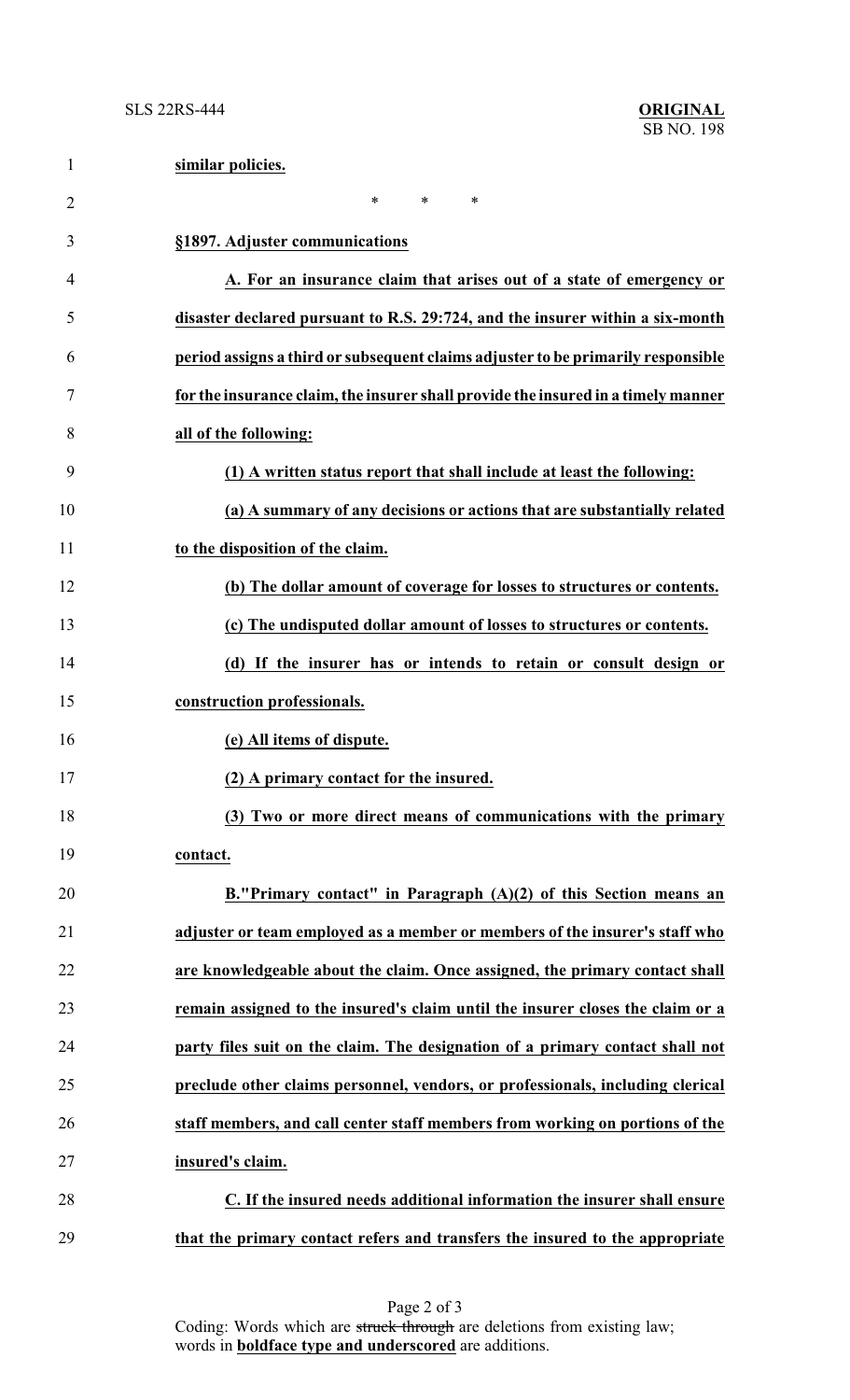**similar policies.**

\* \* \*

**§1897. Adjuster communications**

**A. For an insurance claim that arises out of a state of emergency or disaster declared pursuant to R.S. 29:724, and the insurer within a six-month period assigns a third or subsequent claims adjuster to be primarily responsible for the insurance claim, the insurer shall provide the insured in a timely manner all of the following:**

**(1) A written status report that shall include at least the following:**

**(a) A summary of any decisions or actions that are substantially related to the disposition of the claim.**

**(b) The dollar amount of coverage for losses to structures or contents.**

**(c) The undisputed dollar amount of losses to structures or contents.**

**(d) If the insurer has or intends to retain or consult design or construction professionals.**

**(e) All items of dispute.**

**(2) A primary contact for the insured.**

**(3) Two or more direct means of communications with the primary contact.**

**B."Primary contact" in Paragraph (A)(2) of this Section means an adjuster or team employed as a member or members of the insurer's staff who are knowledgeable about the claim. Once assigned, the primary contact shall remain assigned to the insured's claim until the insurer closes the claim or a party files suit on the claim. The designation of a primary contact shall not preclude other claims personnel, vendors, or professionals, including clerical staff members, and call center staff members from working on portions of the insured's claim.**

**C. If the insured needs additional information the insurer shall ensure that the primary contact refers and transfers the insured to the appropriate**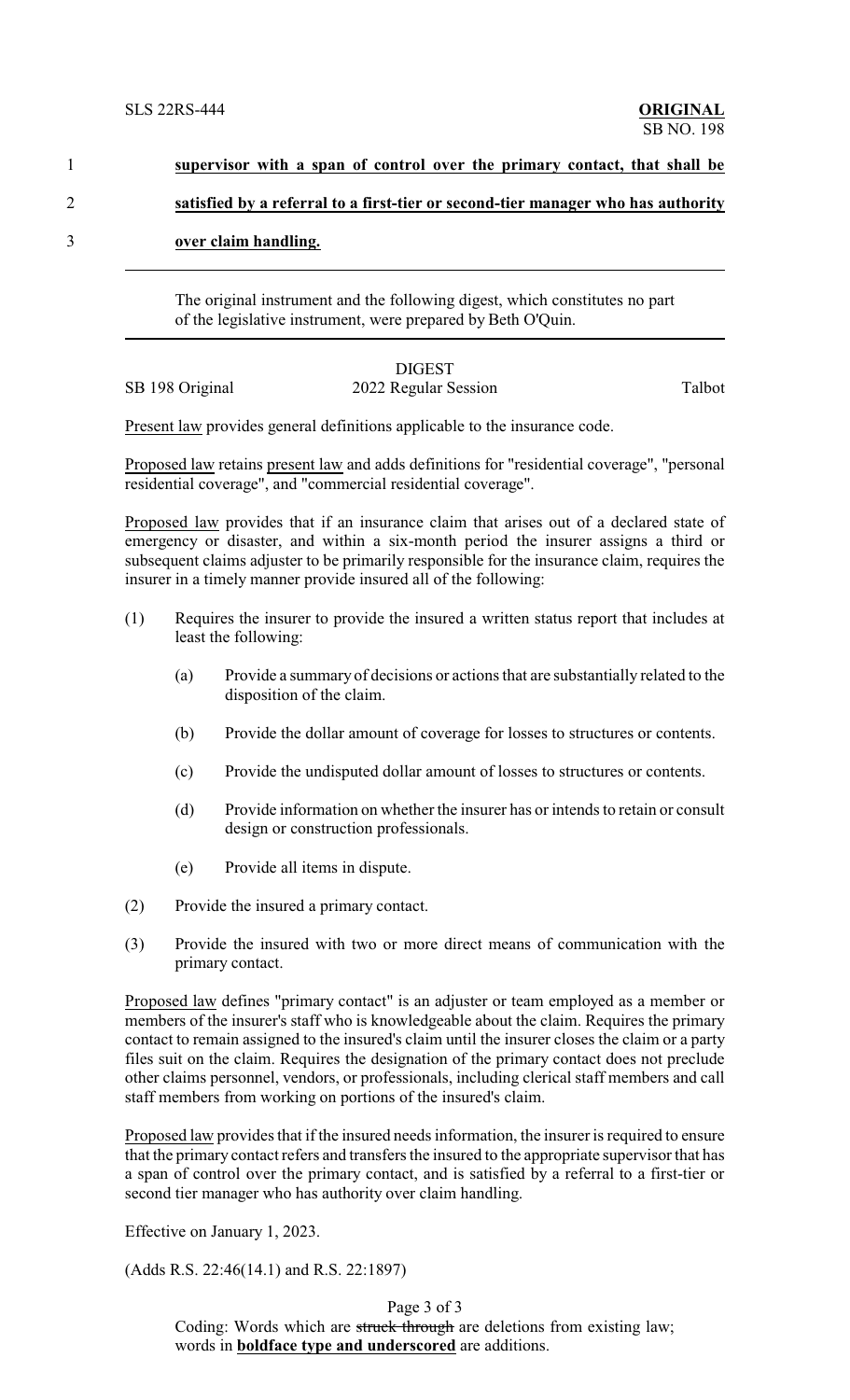1 **supervisor with a span of control over the primary contact, that shall be**

2 **satisfied by a referral to a first-tier or second-tier manager who has authority**

3 **over claim handling.**

---

The original instrument and the following digest, which constitutes no part of the legislative instrument, were prepared by Beth O'Quin.

---

DIGEST

SB 198 Original — 2022 Regular Session — Talbot

Present law provides general definitions applicable to the insurance code.

Proposed law retains present law and adds definitions for "residential coverage", "personal residential coverage", and "commercial residential coverage".

Proposed law provides that if an insurance claim that arises out of a declared state of emergency or disaster, and within a six-month period the insurer assigns a third or subsequent claims adjuster to be primarily responsible for the insurance claim, requires the insurer in a timely manner provide insured all of the following:

(1) Requires the insurer to provide the insured a written status report that includes at least the following:

- (a) Provide a summary of decisions or actions that are substantially related to the disposition of the claim.
- (b) Provide the dollar amount of coverage for losses to structures or contents.
- (c) Provide the undisputed dollar amount of losses to structures or contents.
- (d) Provide information on whether the insurer has or intends to retain or consult design or construction professionals.
- (e) Provide all items in dispute.

(2) Provide the insured a primary contact.

(3) Provide the insured with two or more direct means of communication with the primary contact.

Proposed law defines "primary contact" is an adjuster or team employed as a member or members of the insurer's staff who is knowledgeable about the claim. Requires the primary contact to remain assigned to the insured's claim until the insurer closes the claim or a party files suit on the claim. Requires the designation of the primary contact does not preclude other claims personnel, vendors, or professionals, including clerical staff members and call staff members from working on portions of the insured's claim.

Proposed law provides that if the insured needs information, the insurer is required to ensure that the primary contact refers and transfers the insured to the appropriate supervisor that has a span of control over the primary contact, and is satisfied by a referral to a first-tier or second tier manager who has authority over claim handling.

Effective on January 1, 2023.

(Adds R.S. 22:46(14.1) and R.S. 22:1897)

Coding: Words which are ~~struck through~~ are deletions from existing law; words in **boldface type and underscored** are additions.